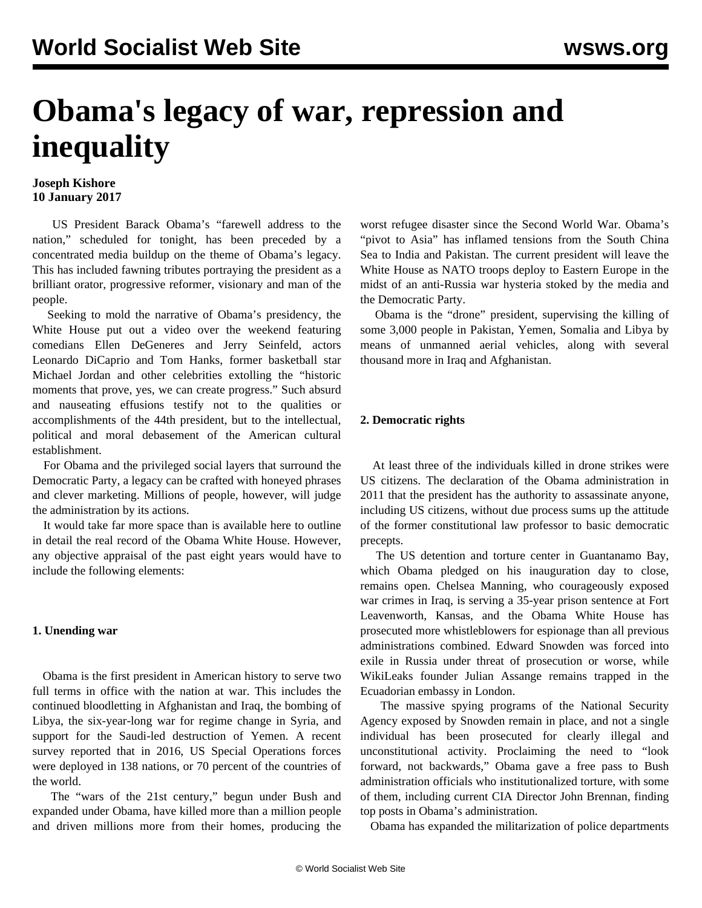# Obama's legacy of war, repression and inequality

**Joseph Kishore**
**10 January 2017**

US President Barack Obama's "farewell address to the nation," scheduled for tonight, has been preceded by a concentrated media buildup on the theme of Obama's legacy. This has included fawning tributes portraying the president as a brilliant orator, progressive reformer, visionary and man of the people.

Seeking to mold the narrative of Obama's presidency, the White House put out a video over the weekend featuring comedians Ellen DeGeneres and Jerry Seinfeld, actors Leonardo DiCaprio and Tom Hanks, former basketball star Michael Jordan and other celebrities extolling the "historic moments that prove, yes, we can create progress." Such absurd and nauseating effusions testify not to the qualities or accomplishments of the 44th president, but to the intellectual, political and moral debasement of the American cultural establishment.

For Obama and the privileged social layers that surround the Democratic Party, a legacy can be crafted with honeyed phrases and clever marketing. Millions of people, however, will judge the administration by its actions.

It would take far more space than is available here to outline in detail the real record of the Obama White House. However, any objective appraisal of the past eight years would have to include the following elements:

**1. Unending war**

Obama is the first president in American history to serve two full terms in office with the nation at war. This includes the continued bloodletting in Afghanistan and Iraq, the bombing of Libya, the six-year-long war for regime change in Syria, and support for the Saudi-led destruction of Yemen. A recent survey reported that in 2016, US Special Operations forces were deployed in 138 nations, or 70 percent of the countries of the world.

The "wars of the 21st century," begun under Bush and expanded under Obama, have killed more than a million people and driven millions more from their homes, producing the worst refugee disaster since the Second World War. Obama's "pivot to Asia" has inflamed tensions from the South China Sea to India and Pakistan. The current president will leave the White House as NATO troops deploy to Eastern Europe in the midst of an anti-Russia war hysteria stoked by the media and the Democratic Party.

Obama is the "drone" president, supervising the killing of some 3,000 people in Pakistan, Yemen, Somalia and Libya by means of unmanned aerial vehicles, along with several thousand more in Iraq and Afghanistan.

**2. Democratic rights**

At least three of the individuals killed in drone strikes were US citizens. The declaration of the Obama administration in 2011 that the president has the authority to assassinate anyone, including US citizens, without due process sums up the attitude of the former constitutional law professor to basic democratic precepts.

The US detention and torture center in Guantanamo Bay, which Obama pledged on his inauguration day to close, remains open. Chelsea Manning, who courageously exposed war crimes in Iraq, is serving a 35-year prison sentence at Fort Leavenworth, Kansas, and the Obama White House has prosecuted more whistleblowers for espionage than all previous administrations combined. Edward Snowden was forced into exile in Russia under threat of prosecution or worse, while WikiLeaks founder Julian Assange remains trapped in the Ecuadorian embassy in London.

The massive spying programs of the National Security Agency exposed by Snowden remain in place, and not a single individual has been prosecuted for clearly illegal and unconstitutional activity. Proclaiming the need to "look forward, not backwards," Obama gave a free pass to Bush administration officials who institutionalized torture, with some of them, including current CIA Director John Brennan, finding top posts in Obama's administration.

Obama has expanded the militarization of police departments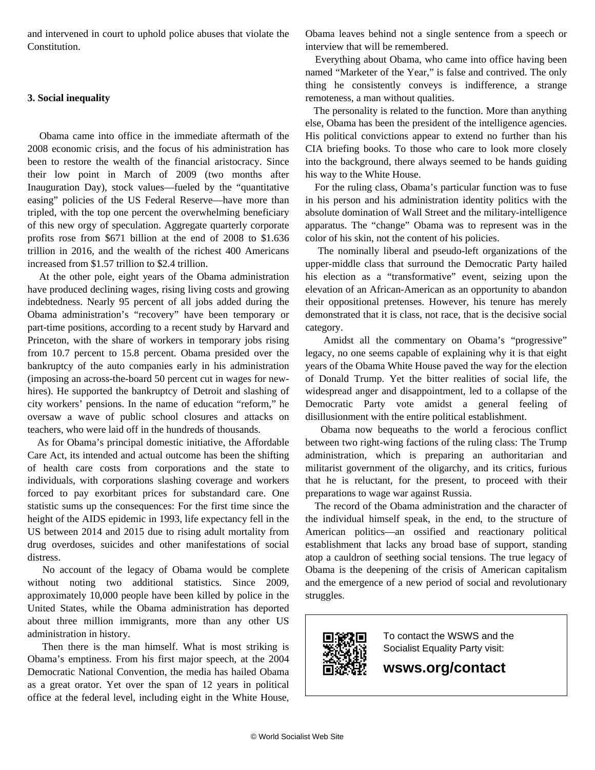and intervened in court to uphold police abuses that violate the Constitution.

### 3. Social inequality

Obama came into office in the immediate aftermath of the 2008 economic crisis, and the focus of his administration has been to restore the wealth of the financial aristocracy. Since their low point in March of 2009 (two months after Inauguration Day), stock values—fueled by the "quantitative easing" policies of the US Federal Reserve—have more than tripled, with the top one percent the overwhelming beneficiary of this new orgy of speculation. Aggregate quarterly corporate profits rose from $671 billion at the end of 2008 to $1.636 trillion in 2016, and the wealth of the richest 400 Americans increased from $1.57 trillion to $2.4 trillion.

At the other pole, eight years of the Obama administration have produced declining wages, rising living costs and growing indebtedness. Nearly 95 percent of all jobs added during the Obama administration's "recovery" have been temporary or part-time positions, according to a recent study by Harvard and Princeton, with the share of workers in temporary jobs rising from 10.7 percent to 15.8 percent. Obama presided over the bankruptcy of the auto companies early in his administration (imposing an across-the-board 50 percent cut in wages for new-hires). He supported the bankruptcy of Detroit and slashing of city workers' pensions. In the name of education "reform," he oversaw a wave of public school closures and attacks on teachers, who were laid off in the hundreds of thousands.

As for Obama's principal domestic initiative, the Affordable Care Act, its intended and actual outcome has been the shifting of health care costs from corporations and the state to individuals, with corporations slashing coverage and workers forced to pay exorbitant prices for substandard care. One statistic sums up the consequences: For the first time since the height of the AIDS epidemic in 1993, life expectancy fell in the US between 2014 and 2015 due to rising adult mortality from drug overdoses, suicides and other manifestations of social distress.

No account of the legacy of Obama would be complete without noting two additional statistics. Since 2009, approximately 10,000 people have been killed by police in the United States, while the Obama administration has deported about three million immigrants, more than any other US administration in history.

Then there is the man himself. What is most striking is Obama's emptiness. From his first major speech, at the 2004 Democratic National Convention, the media has hailed Obama as a great orator. Yet over the span of 12 years in political office at the federal level, including eight in the White House, Obama leaves behind not a single sentence from a speech or interview that will be remembered.

Everything about Obama, who came into office having been named "Marketer of the Year," is false and contrived. The only thing he consistently conveys is indifference, a strange remoteness, a man without qualities.

The personality is related to the function. More than anything else, Obama has been the president of the intelligence agencies. His political convictions appear to extend no further than his CIA briefing books. To those who care to look more closely into the background, there always seemed to be hands guiding his way to the White House.

For the ruling class, Obama's particular function was to fuse in his person and his administration identity politics with the absolute domination of Wall Street and the military-intelligence apparatus. The "change" Obama was to represent was in the color of his skin, not the content of his policies.

The nominally liberal and pseudo-left organizations of the upper-middle class that surround the Democratic Party hailed his election as a "transformative" event, seizing upon the elevation of an African-American as an opportunity to abandon their oppositional pretenses. However, his tenure has merely demonstrated that it is class, not race, that is the decisive social category.

Amidst all the commentary on Obama's "progressive" legacy, no one seems capable of explaining why it is that eight years of the Obama White House paved the way for the election of Donald Trump. Yet the bitter realities of social life, the widespread anger and disappointment, led to a collapse of the Democratic Party vote amidst a general feeling of disillusionment with the entire political establishment.

Obama now bequeaths to the world a ferocious conflict between two right-wing factions of the ruling class: The Trump administration, which is preparing an authoritarian and militarist government of the oligarchy, and its critics, furious that he is reluctant, for the present, to proceed with their preparations to wage war against Russia.

The record of the Obama administration and the character of the individual himself speak, in the end, to the structure of American politics—an ossified and reactionary political establishment that lacks any broad base of support, standing atop a cauldron of seething social tensions. The true legacy of Obama is the deepening of the crisis of American capitalism and the emergence of a new period of social and revolutionary struggles.

To contact the WSWS and the Socialist Equality Party visit:

**wsws.org/contact**